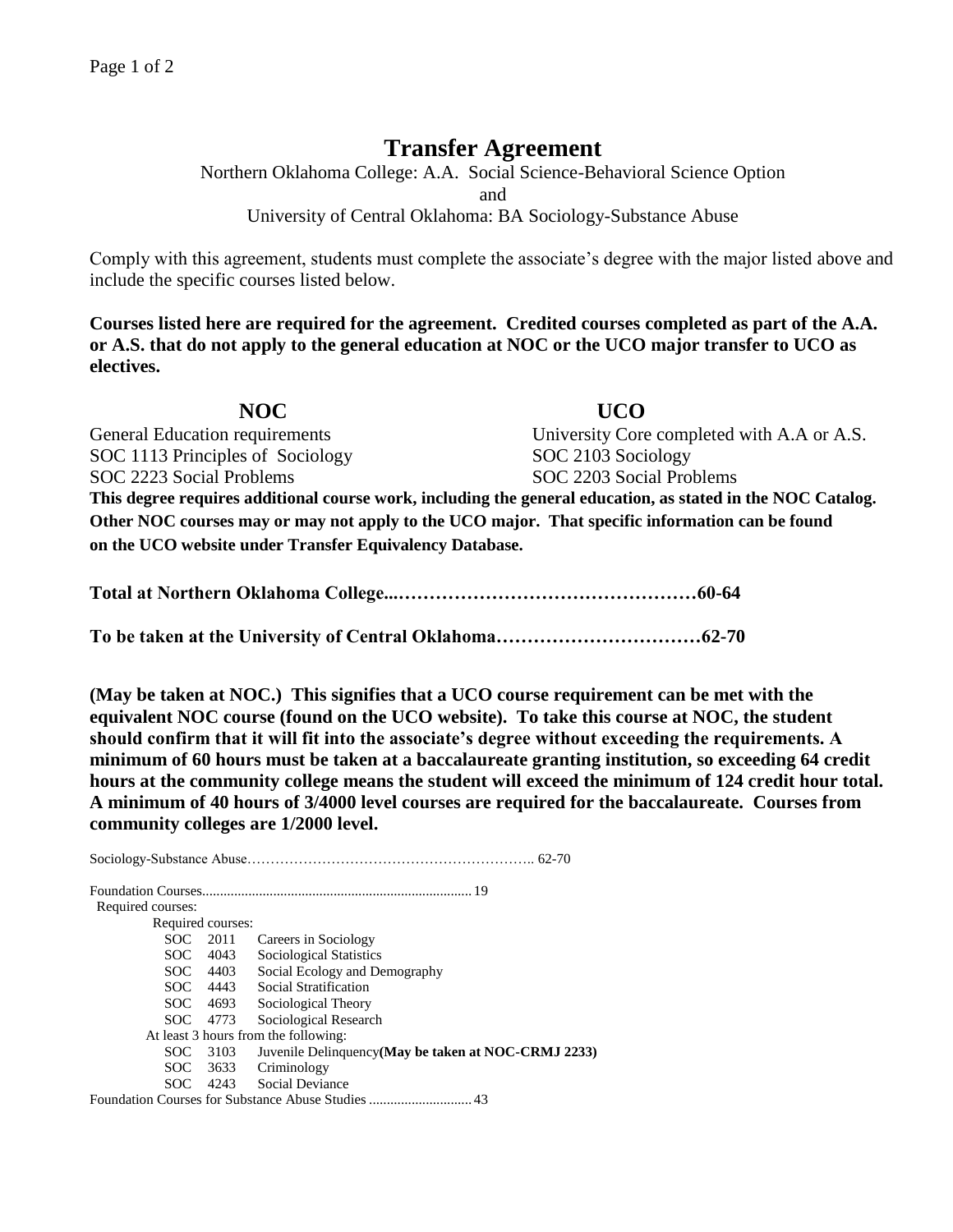# Transfer Agreement

Northern Oklahoma College: A.A. Social Science-Behavioral Science Option

and

University of Central Oklahoma: BA Sociology-Substance Abuse

Comply with this agreement, students must complete the associate's degree with the major listed above and include the specific courses listed below.

**Courses listed here are required for the agreement. Credited courses completed as part of the A.A. or A.S. that do not apply to the general education at NOC or the UCO major transfer to UCO as electives.**

| **NOC** | **UCO** |
|---|---|
| General Education requirements | University Core completed with A.A or A.S. |
| SOC 1113 Principles of Sociology | SOC 2103 Sociology |
| SOC 2223 Social Problems | SOC 2203 Social Problems |

**This degree requires additional course work, including the general education, as stated in the NOC Catalog. Other NOC courses may or may not apply to the UCO major. That specific information can be found on the UCO website under Transfer Equivalency Database.**

**Total at Northern Oklahoma College...…………………………………………60-64**

**To be taken at the University of Central Oklahoma……………………………62-70**

**(May be taken at NOC.) This signifies that a UCO course requirement can be met with the equivalent NOC course (found on the UCO website). To take this course at NOC, the student should confirm that it will fit into the associate's degree without exceeding the requirements. A minimum of 60 hours must be taken at a baccalaureate granting institution, so exceeding 64 credit hours at the community college means the student will exceed the minimum of 124 credit hour total. A minimum of 40 hours of 3/4000 level courses are required for the baccalaureate. Courses from community colleges are 1/2000 level.**

Sociology-Substance Abuse………………………………………………………. 62-70

Foundation Courses........................................................................... 19

Required courses:

- Required courses:
  - SOC 2011 Careers in Sociology
  - SOC 4043 Sociological Statistics
  - SOC 4403 Social Ecology and Demography
  - SOC 4443 Social Stratification
  - SOC 4693 Sociological Theory
  - SOC 4773 Sociological Research
- At least 3 hours from the following:
  - SOC 3103 Juvenile Delinquency **(May be taken at NOC-CRMJ 2233)**
  - SOC 3633 Criminology
  - SOC 4243 Social Deviance

Foundation Courses for Substance Abuse Studies ............................ 43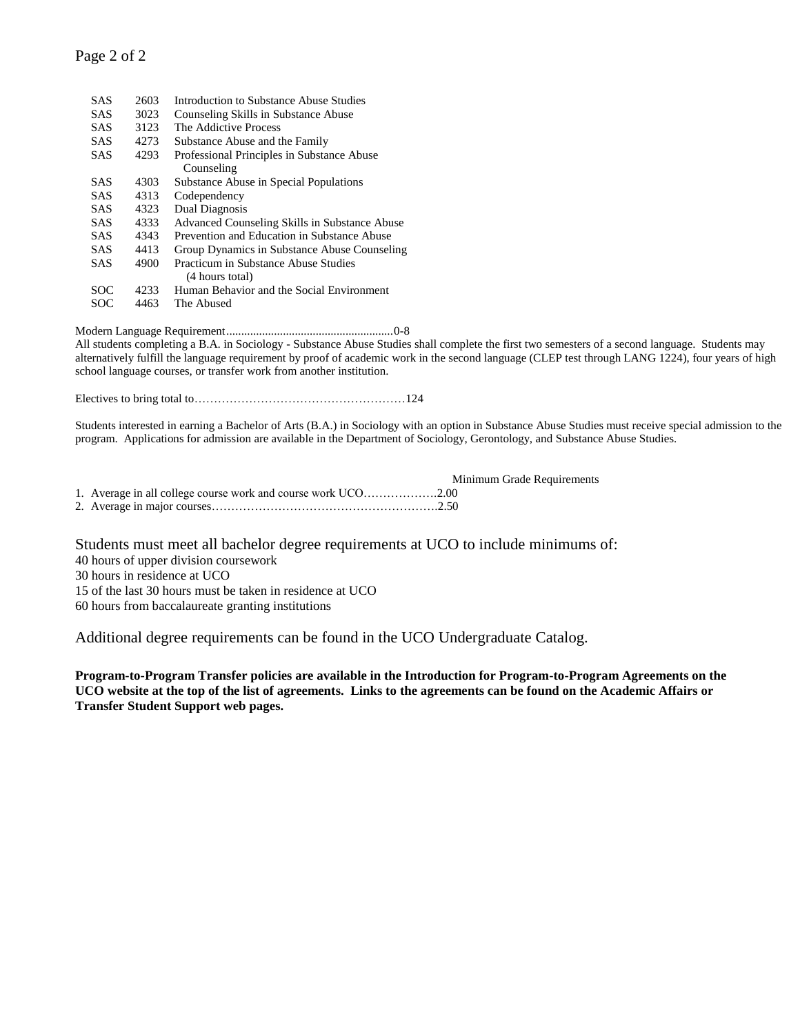| | | |
|---|---|---|
| SAS | 2603 | Introduction to Substance Abuse Studies |
| SAS | 3023 | Counseling Skills in Substance Abuse |
| SAS | 3123 | The Addictive Process |
| SAS | 4273 | Substance Abuse and the Family |
| SAS | 4293 | Professional Principles in Substance Abuse Counseling |
| SAS | 4303 | Substance Abuse in Special Populations |
| SAS | 4313 | Codependency |
| SAS | 4323 | Dual Diagnosis |
| SAS | 4333 | Advanced Counseling Skills in Substance Abuse |
| SAS | 4343 | Prevention and Education in Substance Abuse |
| SAS | 4413 | Group Dynamics in Substance Abuse Counseling |
| SAS | 4900 | Practicum in Substance Abuse Studies (4 hours total) |
| SOC | 4233 | Human Behavior and the Social Environment |
| SOC | 4463 | The Abused |

Modern Language Requirement........................................................0-8
All students completing a B.A. in Sociology - Substance Abuse Studies shall complete the first two semesters of a second language. Students may alternatively fulfill the language requirement by proof of academic work in the second language (CLEP test through LANG 1224), four years of high school language courses, or transfer work from another institution.

Electives to bring total to………………………………………………124

Students interested in earning a Bachelor of Arts (B.A.) in Sociology with an option in Substance Abuse Studies must receive special admission to the program. Applications for admission are available in the Department of Sociology, Gerontology, and Substance Abuse Studies.

Minimum Grade Requirements

1. Average in all college course work and course work UCO……………….2.00
2. Average in major courses………………………………………………….2.50

Students must meet all bachelor degree requirements at UCO to include minimums of:
40 hours of upper division coursework
30 hours in residence at UCO
15 of the last 30 hours must be taken in residence at UCO
60 hours from baccalaureate granting institutions

Additional degree requirements can be found in the UCO Undergraduate Catalog.

**Program-to-Program Transfer policies are available in the Introduction for Program-to-Program Agreements on the UCO website at the top of the list of agreements. Links to the agreements can be found on the Academic Affairs or Transfer Student Support web pages.**